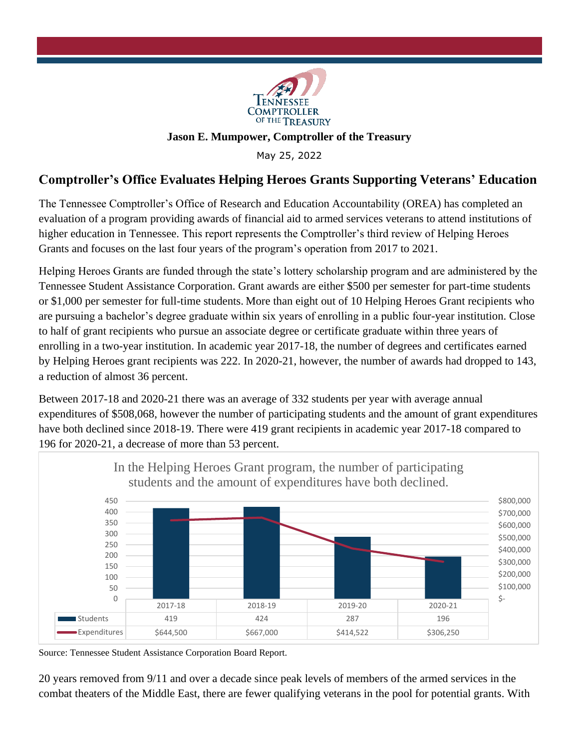**Jason E. Mumpower, Comptroller of the Treasury**

May 25, 2022

## Comptroller's Office Evaluates Helping Heroes Grants Supporting Veterans' Education

The Tennessee Comptroller's Office of Research and Education Accountability (OREA) has completed an evaluation of a program providing awards of financial aid to armed services veterans to attend institutions of higher education in Tennessee. This report represents the Comptroller's third review of Helping Heroes Grants and focuses on the last four years of the program's operation from 2017 to 2021.

Helping Heroes Grants are funded through the state's lottery scholarship program and are administered by the Tennessee Student Assistance Corporation. Grant awards are either $500 per semester for part-time students or $1,000 per semester for full-time students. More than eight out of 10 Helping Heroes Grant recipients who are pursuing a bachelor's degree graduate within six years of enrolling in a public four-year institution. Close to half of grant recipients who pursue an associate degree or certificate graduate within three years of enrolling in a two-year institution. In academic year 2017-18, the number of degrees and certificates earned by Helping Heroes grant recipients was 222. In 2020-21, however, the number of awards had dropped to 143, a reduction of almost 36 percent.

Between 2017-18 and 2020-21 there was an average of 332 students per year with average annual expenditures of $508,068, however the number of participating students and the amount of grant expenditures have both declined since 2018-19. There were 419 grant recipients in academic year 2017-18 compared to 196 for 2020-21, a decrease of more than 53 percent.

In the Helping Heroes Grant program, the number of participating students and the amount of expenditures have both declined.

| | 2017-18 | 2018-19 | 2019-20 | 2020-21 |
|---|---|---|---|---|
| Students | 419 | 424 | 287 | 196 |
| Expenditures | $644,500 | $667,000 | $414,522 | $306,250 |

Source: Tennessee Student Assistance Corporation Board Report.

20 years removed from 9/11 and over a decade since peak levels of members of the armed services in the combat theaters of the Middle East, there are fewer qualifying veterans in the pool for potential grants. With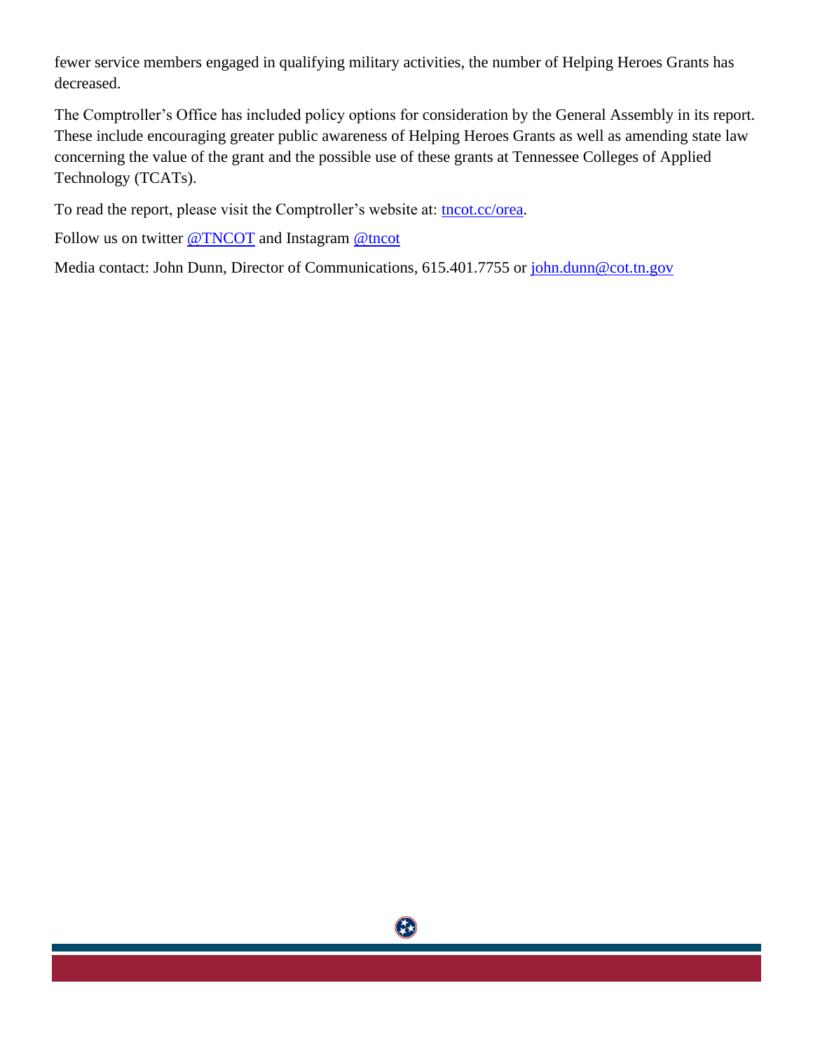fewer service members engaged in qualifying military activities, the number of Helping Heroes Grants has decreased.

The Comptroller's Office has included policy options for consideration by the General Assembly in its report. These include encouraging greater public awareness of Helping Heroes Grants as well as amending state law concerning the value of the grant and the possible use of these grants at Tennessee Colleges of Applied Technology (TCATs).

To read the report, please visit the Comptroller's website at: [tncot.cc/orea](tncot.cc/orea).

Follow us on twitter [@TNCOT]() and Instagram [@tncot]()

Media contact: John Dunn, Director of Communications, 615.401.7755 or [john.dunn@cot.tn.gov](mailto:john.dunn@cot.tn.gov)